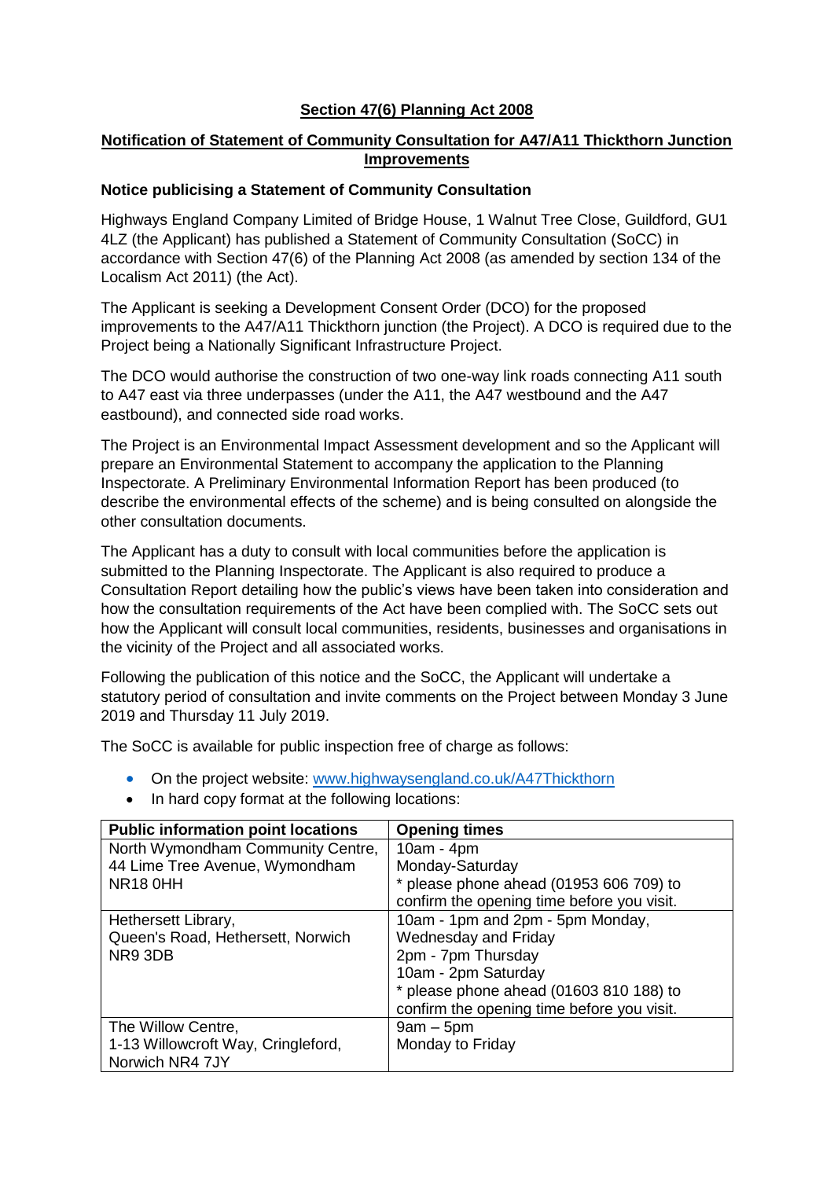**Section 47(6) Planning Act 2008**

**Notification of Statement of Community Consultation for A47/A11 Thickthorn Junction Improvements**

**Notice publicising a Statement of Community Consultation**

Highways England Company Limited of Bridge House, 1 Walnut Tree Close, Guildford, GU1 4LZ (the Applicant) has published a Statement of Community Consultation (SoCC) in accordance with Section 47(6) of the Planning Act 2008 (as amended by section 134 of the Localism Act 2011) (the Act).

The Applicant is seeking a Development Consent Order (DCO) for the proposed improvements to the A47/A11 Thickthorn junction (the Project). A DCO is required due to the Project being a Nationally Significant Infrastructure Project.

The DCO would authorise the construction of two one-way link roads connecting A11 south to A47 east via three underpasses (under the A11, the A47 westbound and the A47 eastbound), and connected side road works.

The Project is an Environmental Impact Assessment development and so the Applicant will prepare an Environmental Statement to accompany the application to the Planning Inspectorate. A Preliminary Environmental Information Report has been produced (to describe the environmental effects of the scheme) and is being consulted on alongside the other consultation documents.

The Applicant has a duty to consult with local communities before the application is submitted to the Planning Inspectorate. The Applicant is also required to produce a Consultation Report detailing how the public's views have been taken into consideration and how the consultation requirements of the Act have been complied with. The SoCC sets out how the Applicant will consult local communities, residents, businesses and organisations in the vicinity of the Project and all associated works.

Following the publication of this notice and the SoCC, the Applicant will undertake a statutory period of consultation and invite comments on the Project between Monday 3 June 2019 and Thursday 11 July 2019.

The SoCC is available for public inspection free of charge as follows:

- On the project website: www.highwaysengland.co.uk/A47Thickthorn
- In hard copy format at the following locations:

| Public information point locations | Opening times |
|---|---|
| North Wymondham Community Centre, 44 Lime Tree Avenue, Wymondham NR18 0HH | 10am - 4pm Monday-Saturday * please phone ahead (01953 606 709) to confirm the opening time before you visit. |
| Hethersett Library, Queen's Road, Hethersett, Norwich NR9 3DB | 10am - 1pm and 2pm - 5pm Monday, Wednesday and Friday 2pm - 7pm Thursday 10am - 2pm Saturday * please phone ahead (01603 810 188) to confirm the opening time before you visit. |
| The Willow Centre, 1-13 Willowcroft Way, Cringleford, Norwich NR4 7JY | 9am – 5pm Monday to Friday |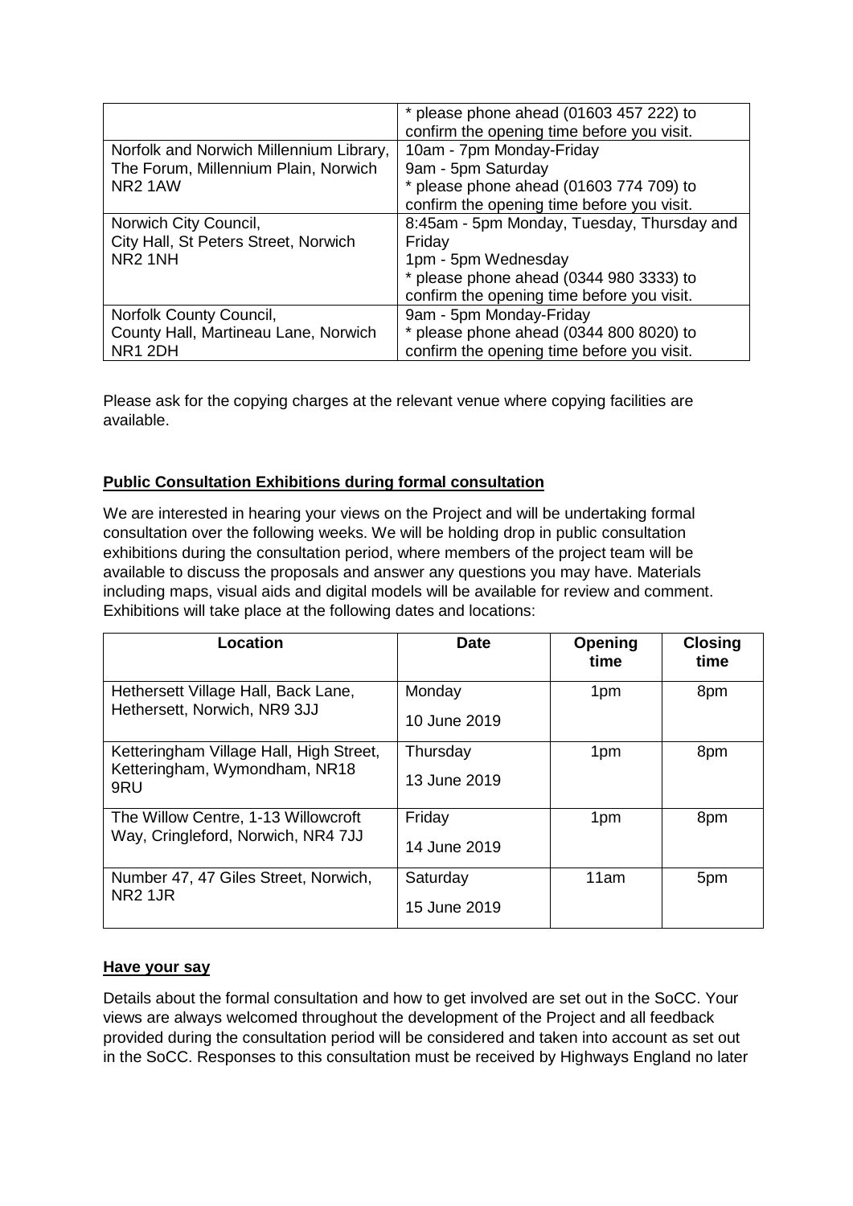| | |
|---|---|
| | * please phone ahead (01603 457 222) to confirm the opening time before you visit. |
| Norfolk and Norwich Millennium Library, The Forum, Millennium Plain, Norwich NR2 1AW | 10am - 7pm Monday-Friday<br>9am - 5pm Saturday<br>* please phone ahead (01603 774 709) to confirm the opening time before you visit. |
| Norwich City Council, City Hall, St Peters Street, Norwich NR2 1NH | 8:45am - 5pm Monday, Tuesday, Thursday and Friday<br>1pm - 5pm Wednesday<br>* please phone ahead (0344 980 3333) to confirm the opening time before you visit. |
| Norfolk County Council, County Hall, Martineau Lane, Norwich NR1 2DH | 9am - 5pm Monday-Friday<br>* please phone ahead (0344 800 8020) to confirm the opening time before you visit. |

Please ask for the copying charges at the relevant venue where copying facilities are available.

## Public Consultation Exhibitions during formal consultation

We are interested in hearing your views on the Project and will be undertaking formal consultation over the following weeks. We will be holding drop in public consultation exhibitions during the consultation period, where members of the project team will be available to discuss the proposals and answer any questions you may have. Materials including maps, visual aids and digital models will be available for review and comment. Exhibitions will take place at the following dates and locations:

| Location | Date | Opening time | Closing time |
|---|---|---|---|
| Hethersett Village Hall, Back Lane, Hethersett, Norwich, NR9 3JJ | Monday<br>10 June 2019 | 1pm | 8pm |
| Ketteringham Village Hall, High Street, Ketteringham, Wymondham, NR18 9RU | Thursday<br>13 June 2019 | 1pm | 8pm |
| The Willow Centre, 1-13 Willowcroft Way, Cringleford, Norwich, NR4 7JJ | Friday<br>14 June 2019 | 1pm | 8pm |
| Number 47, 47 Giles Street, Norwich, NR2 1JR | Saturday<br>15 June 2019 | 11am | 5pm |

## Have your say

Details about the formal consultation and how to get involved are set out in the SoCC. Your views are always welcomed throughout the development of the Project and all feedback provided during the consultation period will be considered and taken into account as set out in the SoCC. Responses to this consultation must be received by Highways England no later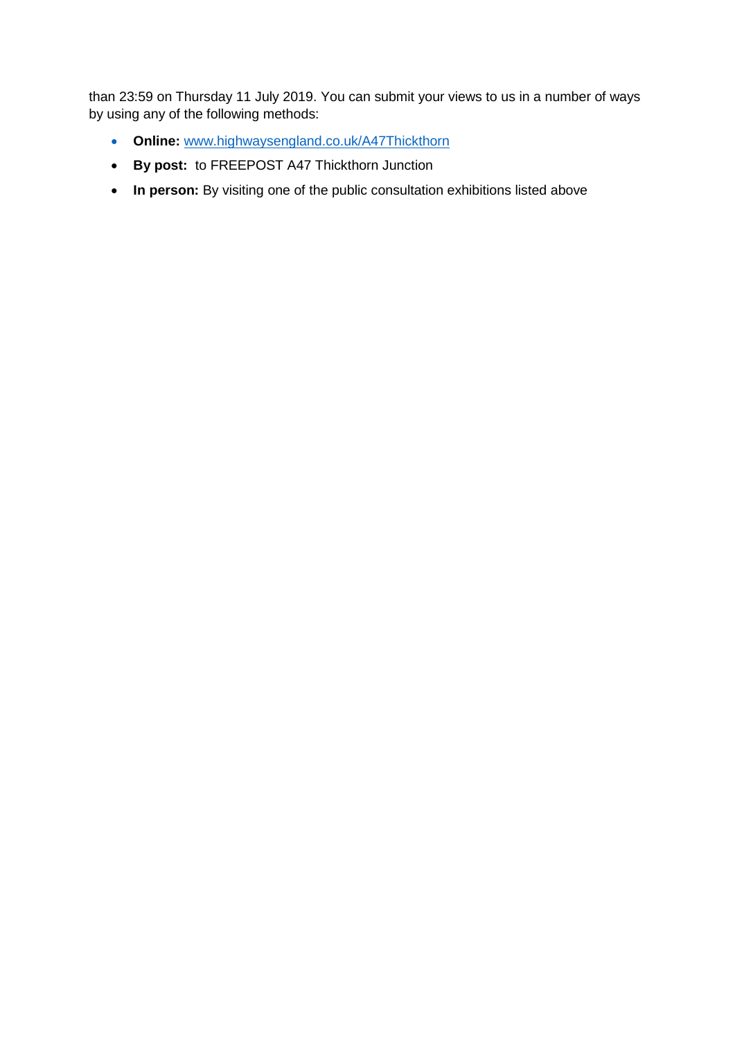than 23:59 on Thursday 11 July 2019. You can submit your views to us in a number of ways by using any of the following methods:

- **Online:** www.highwaysengland.co.uk/A47Thickthorn
- **By post:** to FREEPOST A47 Thickthorn Junction
- **In person:** By visiting one of the public consultation exhibitions listed above